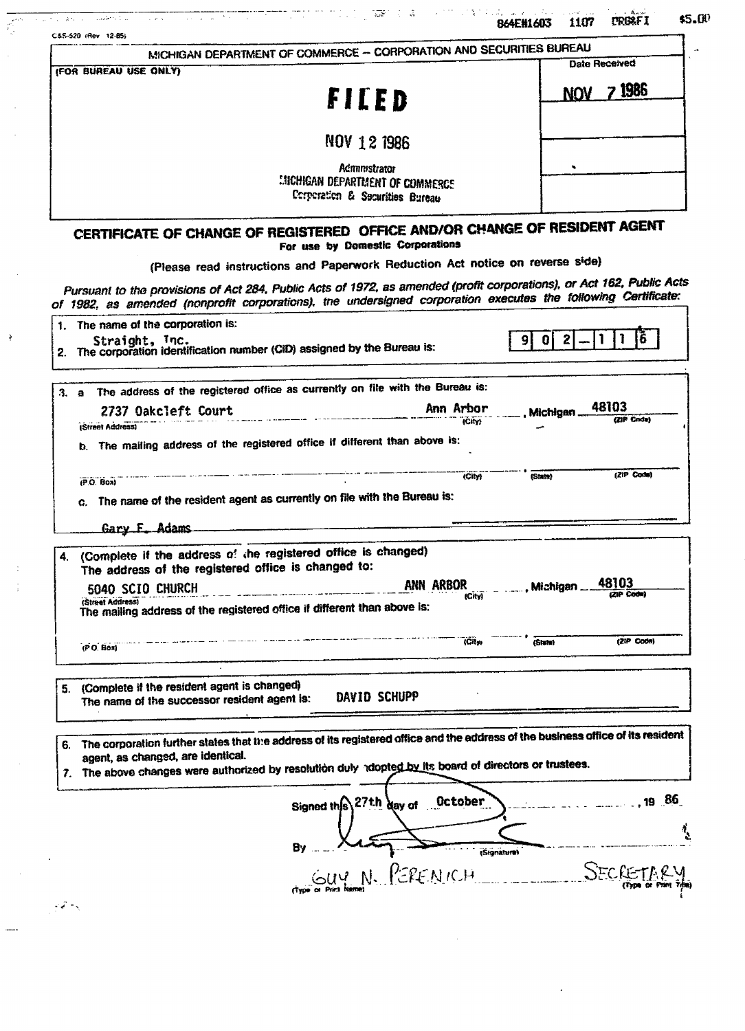C&S-520 (Rev 12-85)

864E#1603 1107 CRG&FI $5.00

MICHIGAN DEPARTMENT OF COMMERCE – CORPORATION AND SECURITIES BUREAU

(FOR BUREAU USE ONLY)

**FILED**

NOV 12 1986

Administrator
MICHIGAN DEPARTMENT OF COMMERCE
Corporation & Securities Bureau

Date Received

NOV 7 1986

## CERTIFICATE OF CHANGE OF REGISTERED OFFICE AND/OR CHANGE OF RESIDENT AGENT

**For use by Domestic Corporations**

(Please read instructions and Paperwork Reduction Act notice on reverse side)

*Pursuant to the provisions of Act 284, Public Acts of 1972, as amended (profit corporations), or Act 162, Public Acts of 1982, as amended (nonprofit corporations), the undersigned corporation executes the following Certificate:*

1. The name of the corporation is:
   Straight, Inc.
2. The corporation identification number (CID) assigned by the Bureau is: 902-116

3. a The address of the registered office as currently on file with the Bureau is:
   2737 Oakcleft Court (Street Address), Ann Arbor (City), Michigan 48103 (ZIP Code)

   b. The mailing address of the registered office if different than above is:
   (P.O. Box) (City) (State) (ZIP Code)

   c. The name of the resident agent as currently on file with the Bureau is:
   Gary F. Adams

4. (Complete if the address of the registered office is changed)
   The address of the registered office is changed to:
   5040 SCIO CHURCH (Street Address), ANN ARBOR (City), Michigan 48103 (ZIP Code)
   The mailing address of the registered office if different than above is:
   (P.O. Box) (City) (State) (ZIP Code)

5. (Complete if the resident agent is changed)
   The name of the successor resident agent is: DAVID SCHUPP

6. The corporation further states that the address of its registered office and the address of the business office of its resident agent, as changed, are identical.
7. The above changes were authorized by resolution duly adopted by its board of directors or trustees.

Signed this 27th day of October, 19 86

By (Signature)

GUY N. PERENICH (Type or Print Name) SECRETARY (Type or Print Title)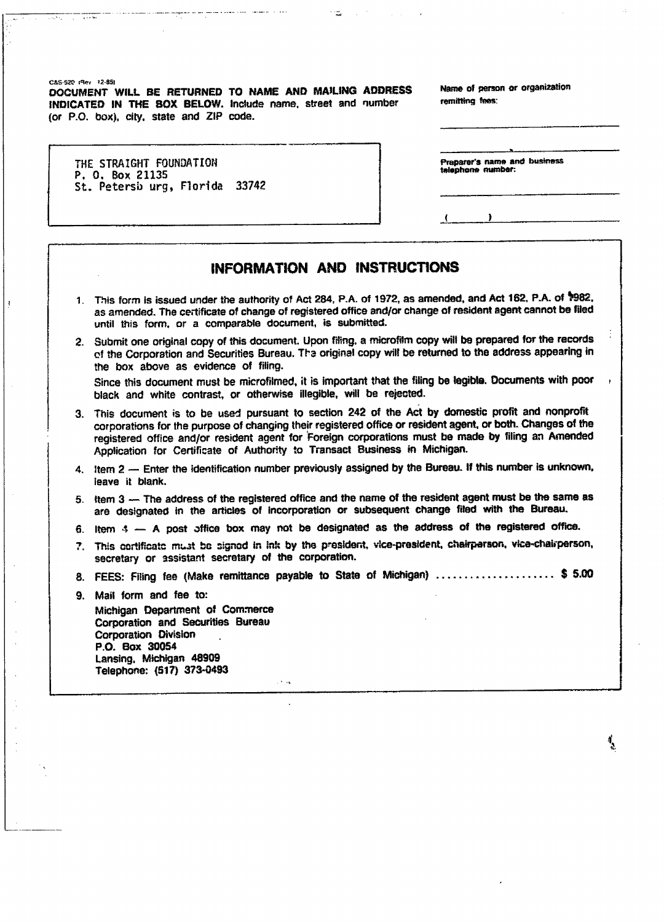C&S-520 (Rev 12-85)

**DOCUMENT WILL BE RETURNED TO NAME AND MAILING ADDRESS INDICATED IN THE BOX BELOW.** Include name, street and number (or P.O. box), city, state and ZIP code.

THE STRAIGHT FOUNDATION
P. O. Box 21135
St. Petersb urg, Florida 33742

Name of person or organization remitting fees:

Preparer's name and business telephone number:

( )

## INFORMATION AND INSTRUCTIONS

1. This form is issued under the authority of Act 284, P.A. of 1972, as amended, and Act 162, P.A. of 1982, as amended. The certificate of change of registered office and/or change of resident agent cannot be filed until this form, or a comparable document, is submitted.
2. Submit one original copy of this document. Upon filing, a microfilm copy will be prepared for the records of the Corporation and Securities Bureau. The original copy will be returned to the address appearing in the box above as evidence of filing.

   Since this document must be microfilmed, it is important that the filing be legible. Documents with poor black and white contrast, or otherwise illegible, will be rejected.
3. This document is to be used pursuant to section 242 of the Act by domestic profit and nonprofit corporations for the purpose of changing their registered office or resident agent, or both. Changes of the registered office and/or resident agent for Foreign corporations must be made by filing an Amended Application for Certificate of Authority to Transact Business in Michigan.
4. Item 2 — Enter the identification number previously assigned by the Bureau. If this number is unknown, leave it blank.
5. Item 3 — The address of the registered office and the name of the resident agent must be the same as are designated in the articles of incorporation or subsequent change filed with the Bureau.
6. Item 4 — A post office box may not be designated as the address of the registered office.
7. This certificate must be signed in ink by the president, vice-president, chairperson, vice-chairperson, secretary or assistant secretary of the corporation.
8. FEES: Filing fee (Make remittance payable to State of Michigan) ..................... $ 5.00
9. Mail form and fee to:

   Michigan Department of Commerce
   Corporation and Securities Bureau
   Corporation Division
   P.O. Box 30054
   Lansing, Michigan 48909
   Telephone: (517) 373-0493